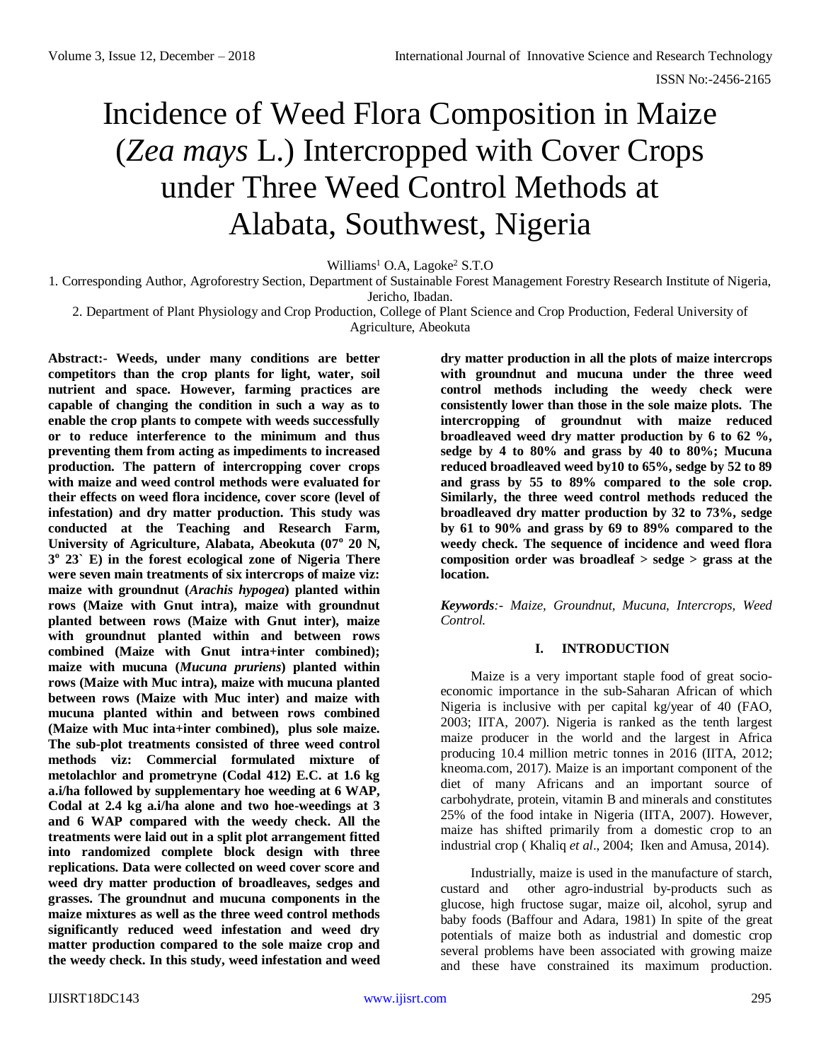# Incidence of Weed Flora Composition in Maize (*Zea mays* L.) Intercropped with Cover Crops under Three Weed Control Methods at Alabata, Southwest, Nigeria

Williams[1] O.A, Lagoke[2] S.T.O

1. Corresponding Author, Agroforestry Section, Department of Sustainable Forest Management Forestry Research Institute of Nigeria, Jericho, Ibadan.
2. Department of Plant Physiology and Crop Production, College of Plant Science and Crop Production, Federal University of Agriculture, Abeokuta

**Abstract:- Weeds, under many conditions are better competitors than the crop plants for light, water, soil nutrient and space. However, farming practices are capable of changing the condition in such a way as to enable the crop plants to compete with weeds successfully or to reduce interference to the minimum and thus preventing them from acting as impediments to increased production. The pattern of intercropping cover crops with maize and weed control methods were evaluated for their effects on weed flora incidence, cover score (level of infestation) and dry matter production. This study was conducted at the Teaching and Research Farm, University of Agriculture, Alabata, Abeokuta (07$^{o}$ 20 N, 3$^{o}$ 23` E) in the forest ecological zone of Nigeria There were seven main treatments of six intercrops of maize viz: maize with groundnut (*Arachis hypogea*) planted within rows (Maize with Gnut intra), maize with groundnut planted between rows (Maize with Gnut inter), maize with groundnut planted within and between rows combined (Maize with Gnut intra+inter combined); maize with mucuna (*Mucuna pruriens*) planted within rows (Maize with Muc intra), maize with mucuna planted between rows (Maize with Muc inter) and maize with mucuna planted within and between rows combined (Maize with Muc inta+inter combined), plus sole maize. The sub-plot treatments consisted of three weed control methods viz: Commercial formulated mixture of metolachlor and prometryne (Codal 412) E.C. at 1.6 kg a.i/ha followed by supplementary hoe weeding at 6 WAP, Codal at 2.4 kg a.i/ha alone and two hoe-weedings at 3 and 6 WAP compared with the weedy check. All the treatments were laid out in a split plot arrangement fitted into randomized complete block design with three replications. Data were collected on weed cover score and weed dry matter production of broadleaves, sedges and grasses. The groundnut and mucuna components in the maize mixtures as well as the three weed control methods significantly reduced weed infestation and weed dry matter production compared to the sole maize crop and the weedy check. In this study, weed infestation and weed dry matter production in all the plots of maize intercrops with groundnut and mucuna under the three weed control methods including the weedy check were consistently lower than those in the sole maize plots. The intercropping of groundnut with maize reduced broadleaved weed dry matter production by 6 to 62 %, sedge by 4 to 80% and grass by 40 to 80%; Mucuna reduced broadleaved weed by10 to 65%, sedge by 52 to 89 and grass by 55 to 89% compared to the sole crop. Similarly, the three weed control methods reduced the broadleaved dry matter production by 32 to 73%, sedge by 61 to 90% and grass by 69 to 89% compared to the weedy check. The sequence of incidence and weed flora composition order was broadleaf > sedge > grass at the location.**

***Keywords**:- Maize, Groundnut, Mucuna, Intercrops, Weed Control.*

## I. INTRODUCTION

Maize is a very important staple food of great socio-economic importance in the sub-Saharan African of which Nigeria is inclusive with per capital kg/year of 40 (FAO, 2003; IITA, 2007). Nigeria is ranked as the tenth largest maize producer in the world and the largest in Africa producing 10.4 million metric tonnes in 2016 (IITA, 2012; kneoma.com, 2017). Maize is an important component of the diet of many Africans and an important source of carbohydrate, protein, vitamin B and minerals and constitutes 25% of the food intake in Nigeria (IITA, 2007). However, maize has shifted primarily from a domestic crop to an industrial crop ( Khaliq *et al*., 2004; Iken and Amusa, 2014).

Industrially, maize is used in the manufacture of starch, custard and other agro-industrial by-products such as glucose, high fructose sugar, maize oil, alcohol, syrup and baby foods (Baffour and Adara, 1981) In spite of the great potentials of maize both as industrial and domestic crop several problems have been associated with growing maize and these have constrained its maximum production.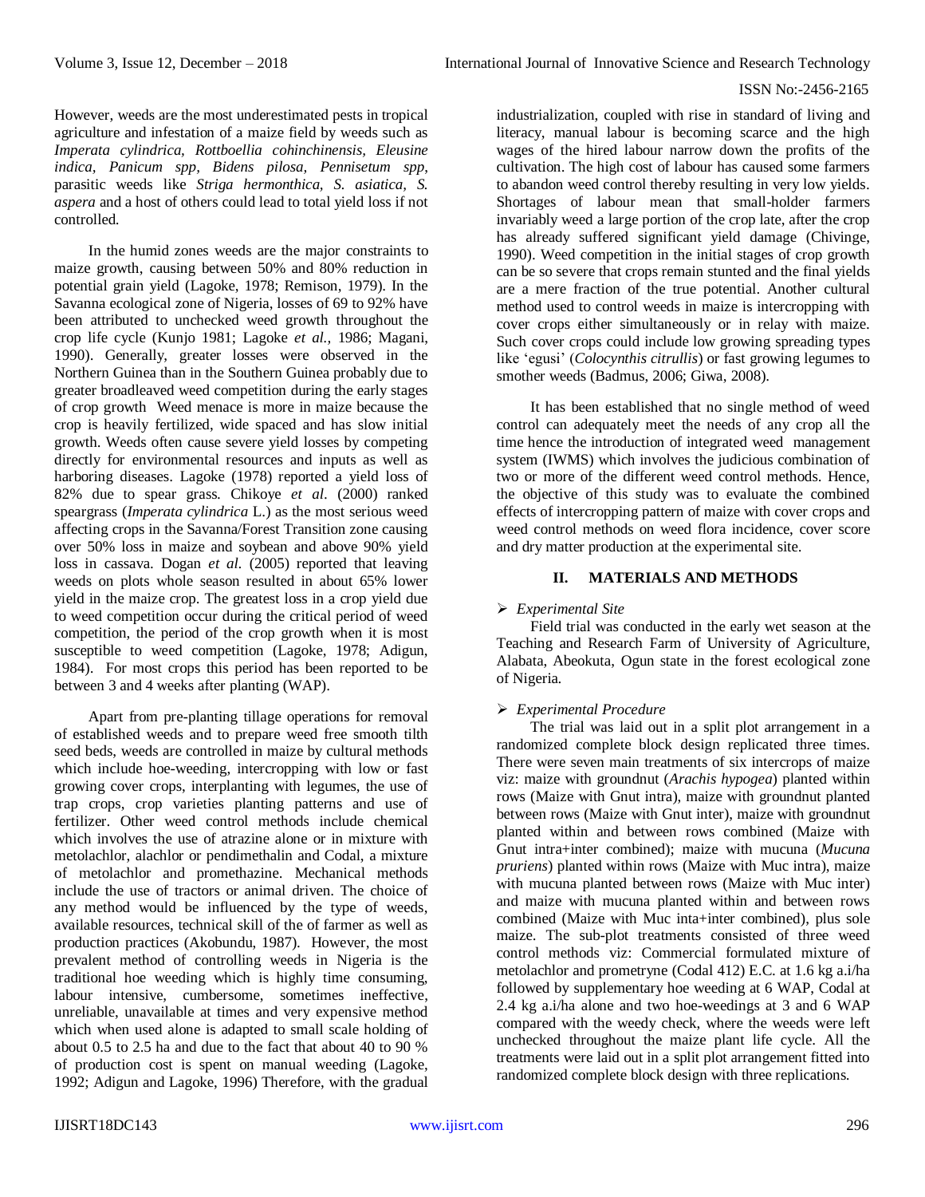However, weeds are the most underestimated pests in tropical agriculture and infestation of a maize field by weeds such as *Imperata cylindrica, Rottboellia cohinchinensis, Eleusine indica, Panicum spp, Bidens pilosa, Pennisetum spp*, parasitic weeds like *Striga hermonthica, S. asiatica, S. aspera* and a host of others could lead to total yield loss if not controlled.

In the humid zones weeds are the major constraints to maize growth, causing between 50% and 80% reduction in potential grain yield (Lagoke, 1978; Remison, 1979). In the Savanna ecological zone of Nigeria, losses of 69 to 92% have been attributed to unchecked weed growth throughout the crop life cycle (Kunjo 1981; Lagoke *et al.*, 1986; Magani, 1990). Generally, greater losses were observed in the Northern Guinea than in the Southern Guinea probably due to greater broadleaved weed competition during the early stages of crop growth Weed menace is more in maize because the crop is heavily fertilized, wide spaced and has slow initial growth. Weeds often cause severe yield losses by competing directly for environmental resources and inputs as well as harboring diseases. Lagoke (1978) reported a yield loss of 82% due to spear grass. Chikoye *et al*. (2000) ranked speargrass (*Imperata cylindrica* L.) as the most serious weed affecting crops in the Savanna/Forest Transition zone causing over 50% loss in maize and soybean and above 90% yield loss in cassava. Dogan *et al.* (2005) reported that leaving weeds on plots whole season resulted in about 65% lower yield in the maize crop. The greatest loss in a crop yield due to weed competition occur during the critical period of weed competition, the period of the crop growth when it is most susceptible to weed competition (Lagoke, 1978; Adigun, 1984). For most crops this period has been reported to be between 3 and 4 weeks after planting (WAP).

Apart from pre-planting tillage operations for removal of established weeds and to prepare weed free smooth tilth seed beds, weeds are controlled in maize by cultural methods which include hoe-weeding, intercropping with low or fast growing cover crops, interplanting with legumes, the use of trap crops, crop varieties planting patterns and use of fertilizer. Other weed control methods include chemical which involves the use of atrazine alone or in mixture with metolachlor, alachlor or pendimethalin and Codal, a mixture of metolachlor and promethazine. Mechanical methods include the use of tractors or animal driven. The choice of any method would be influenced by the type of weeds, available resources, technical skill of the of the farmer as well as production practices (Akobundu, 1987). However, the most prevalent method of controlling weeds in Nigeria is the traditional hoe weeding which is highly time consuming, labour intensive, cumbersome, sometimes ineffective, unreliable, unavailable at times and very expensive method which when used alone is adapted to small scale holding of about 0.5 to 2.5 ha and due to the fact that about 40 to 90 % of production cost is spent on manual weeding (Lagoke, 1992; Adigun and Lagoke, 1996) Therefore, with the gradual industrialization, coupled with rise in standard of living and literacy, manual labour is becoming scarce and the high wages of the hired labour narrow down the profits of the cultivation. The high cost of labour has caused some farmers to abandon weed control thereby resulting in very low yields. Shortages of labour mean that small-holder farmers invariably weed a large portion of the crop late, after the crop has already suffered significant yield damage (Chivinge, 1990). Weed competition in the initial stages of crop growth can be so severe that crops remain stunted and the final yields are a mere fraction of the true potential. Another cultural method used to control weeds in maize is intercropping with cover crops either simultaneously or in relay with maize. Such cover crops could include low growing spreading types like 'egusi' (*Colocynthis citrullis*) or fast growing legumes to smother weeds (Badmus, 2006; Giwa, 2008).

It has been established that no single method of weed control can adequately meet the needs of any crop all the time hence the introduction of integrated weed management system (IWMS) which involves the judicious combination of two or more of the different weed control methods. Hence, the objective of this study was to evaluate the combined effects of intercropping pattern of maize with cover crops and weed control methods on weed flora incidence, cover score and dry matter production at the experimental site.

## II. MATERIALS AND METHODS

- *Experimental Site*

Field trial was conducted in the early wet season at the Teaching and Research Farm of University of Agriculture, Alabata, Abeokuta, Ogun state in the forest ecological zone of Nigeria.

- *Experimental Procedure*

The trial was laid out in a split plot arrangement in a randomized complete block design replicated three times. There were seven main treatments of six intercrops of maize viz: maize with groundnut (*Arachis hypogea*) planted within rows (Maize with Gnut intra), maize with groundnut planted between rows (Maize with Gnut inter), maize with groundnut planted within and between rows combined (Maize with Gnut intra+inter combined); maize with mucuna (*Mucuna pruriens*) planted within rows (Maize with Muc intra), maize with mucuna planted between rows (Maize with Muc inter) and maize with mucuna planted within and between rows combined (Maize with Muc inta+inter combined), plus sole maize. The sub-plot treatments consisted of three weed control methods viz: Commercial formulated mixture of metolachlor and prometryne (Codal 412) E.C. at 1.6 kg a.i/ha followed by supplementary hoe weeding at 6 WAP, Codal at 2.4 kg a.i/ha alone and two hoe-weedings at 3 and 6 WAP compared with the weedy check, where the weeds were left unchecked throughout the maize plant life cycle. All the treatments were laid out in a split plot arrangement fitted into randomized complete block design with three replications.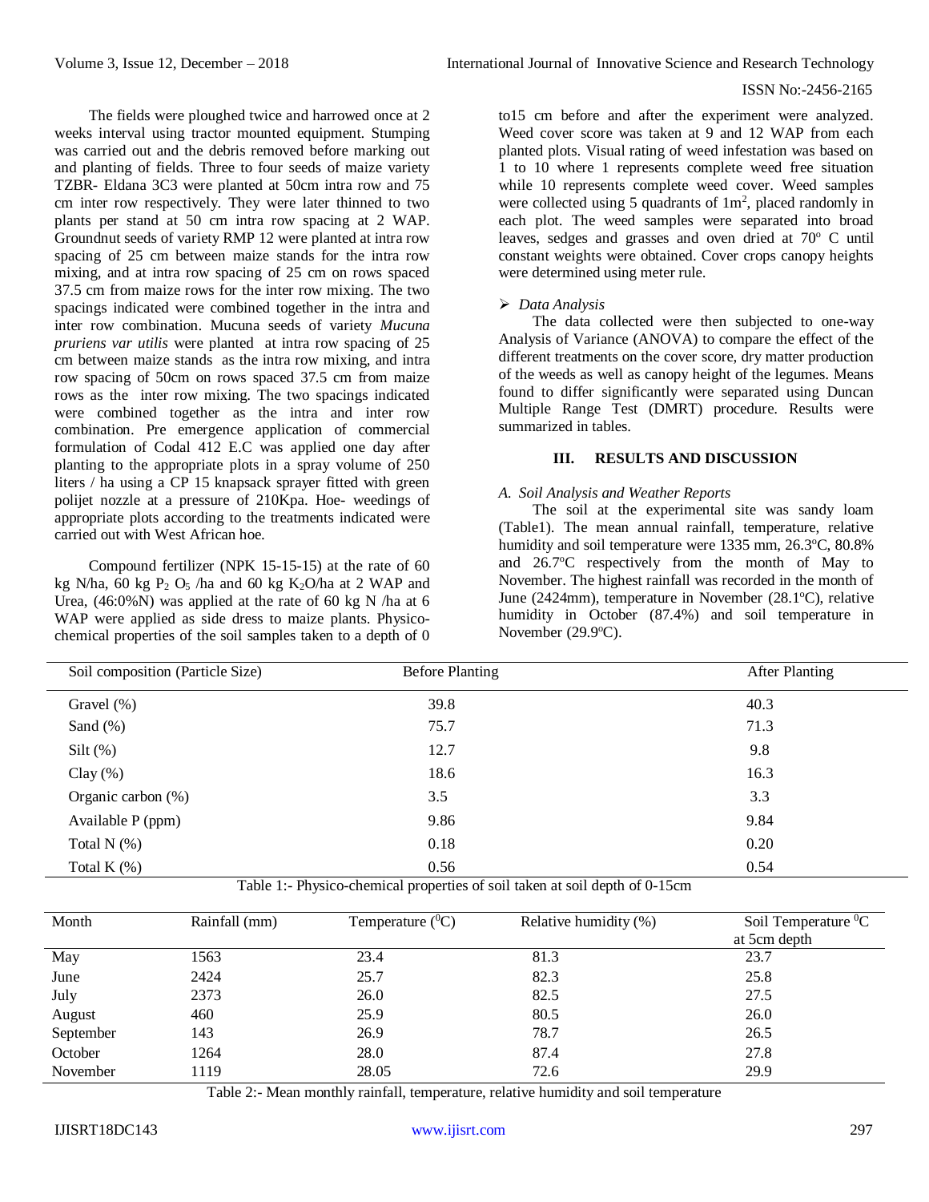The fields were ploughed twice and harrowed once at 2 weeks interval using tractor mounted equipment. Stumping was carried out and the debris removed before marking out and planting of fields. Three to four seeds of maize variety TZBR- Eldana 3C3 were planted at 50cm intra row and 75 cm inter row respectively. They were later thinned to two plants per stand at 50 cm intra row spacing at 2 WAP. Groundnut seeds of variety RMP 12 were planted at intra row spacing of 25 cm between maize stands for the intra row mixing, and at intra row spacing of 25 cm on rows spaced 37.5 cm from maize rows for the inter row mixing. The two spacings indicated were combined together in the intra and inter row combination. Mucuna seeds of variety *Mucuna pruriens var utilis* were planted at intra row spacing of 25 cm between maize stands as the intra row mixing, and intra row spacing of 50cm on rows spaced 37.5 cm from maize rows as the inter row mixing. The two spacings indicated were combined together as the intra and inter row combination. Pre emergence application of commercial formulation of Codal 412 E.C was applied one day after planting to the appropriate plots in a spray volume of 250 liters / ha using a CP 15 knapsack sprayer fitted with green polijet nozzle at a pressure of 210Kpa. Hoe- weedings of appropriate plots according to the treatments indicated were carried out with West African hoe.

Compound fertilizer (NPK 15-15-15) at the rate of 60 kg N/ha, 60 kg $P_2O_5$ /ha and 60 kg $K_2O$/ha at 2 WAP and Urea, (46:0%N) was applied at the rate of 60 kg N /ha at 6 WAP were applied as side dress to maize plants. Physico-chemical properties of the soil samples taken to a depth of 0 to15 cm before and after the experiment were analyzed. Weed cover score was taken at 9 and 12 WAP from each planted plots. Visual rating of weed infestation was based on 1 to 10 where 1 represents complete weed free situation while 10 represents complete weed cover. Weed samples were collected using 5 quadrants of $1m^2$, placed randomly in each plot. The weed samples were separated into broad leaves, sedges and grasses and oven dried at 70° C until constant weights were obtained. Cover crops canopy heights were determined using meter rule.

- *Data Analysis*

The data collected were then subjected to one-way Analysis of Variance (ANOVA) to compare the effect of the different treatments on the cover score, dry matter production of the weeds as well as canopy height of the legumes. Means found to differ significantly were separated using Duncan Multiple Range Test (DMRT) procedure. Results were summarized in tables.

## III. RESULTS AND DISCUSSION

### *A. Soil Analysis and Weather Reports*

The soil at the experimental site was sandy loam (Table1). The mean annual rainfall, temperature, relative humidity and soil temperature were 1335 mm, 26.3°C, 80.8% and 26.7°C respectively from the month of May to November. The highest rainfall was recorded in the month of June (2424mm), temperature in November (28.1°C), relative humidity in October (87.4%) and soil temperature in November (29.9°C).

| Soil composition (Particle Size) | Before Planting | After Planting |
|---|---|---|
| Gravel (%) | 39.8 | 40.3 |
| Sand (%) | 75.7 | 71.3 |
| Silt (%) | 12.7 | 9.8 |
| Clay (%) | 18.6 | 16.3 |
| Organic carbon (%) | 3.5 | 3.3 |
| Available P (ppm) | 9.86 | 9.84 |
| Total N (%) | 0.18 | 0.20 |
| Total K (%) | 0.56 | 0.54 |

Table 1:- Physico-chemical properties of soil taken at soil depth of 0-15cm

| Month | Rainfall (mm) | Temperature (°C) | Relative humidity (%) | Soil Temperature °C at 5cm depth |
|---|---|---|---|---|
| May | 1563 | 23.4 | 81.3 | 23.7 |
| June | 2424 | 25.7 | 82.3 | 25.8 |
| July | 2373 | 26.0 | 82.5 | 27.5 |
| August | 460 | 25.9 | 80.5 | 26.0 |
| September | 143 | 26.9 | 78.7 | 26.5 |
| October | 1264 | 28.0 | 87.4 | 27.8 |
| November | 1119 | 28.05 | 72.6 | 29.9 |

Table 2:- Mean monthly rainfall, temperature, relative humidity and soil temperature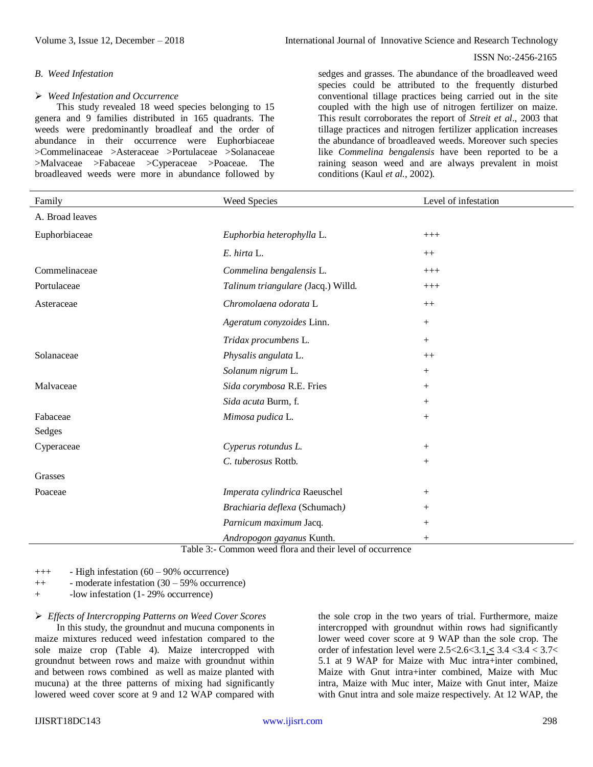### B. Weed Infestation

➢ *Weed Infestation and Occurrence*

This study revealed 18 weed species belonging to 15 genera and 9 families distributed in 165 quadrants. The weeds were predominantly broadleaf and the order of abundance in their occurrence were Euphorbiaceae >Commelinaceae >Asteraceae >Portulaceae >Solanaceae >Malvaceae >Fabaceae >Cyperaceae >Poaceae. The broadleaved weeds were more in abundance followed by sedges and grasses. The abundance of the broadleaved weed species could be attributed to the frequently disturbed conventional tillage practices being carried out in the site coupled with the high use of nitrogen fertilizer on maize. This result corroborates the report of *Streit et al*., 2003 that tillage practices and nitrogen fertilizer application increases the abundance of broadleaved weeds. Moreover such species like *Commelina bengalensis* have been reported to be a raining season weed and are always prevalent in moist conditions (Kaul *et al.*, 2002).

| Family | Weed Species | Level of infestation |
|---|---|---|
| A. Broad leaves | | |
| Euphorbiaceae | *Euphorbia heterophylla* L. | +++ |
| | *E. hirta* L. | ++ |
| Commelinaceae | *Commelina bengalensis* L. | +++ |
| Portulaceae | *Talinum triangulare* (Jacq.) Willd. | +++ |
| Asteraceae | *Chromolaena odorata* L | ++ |
| | *Ageratum conyzoides* Linn. | + |
| | *Tridax procumbens* L. | + |
| Solanaceae | *Physalis angulata* L. | ++ |
| | *Solanum nigrum* L. | + |
| Malvaceae | *Sida corymbosa* R.E. Fries | + |
| | *Sida acuta* Burm, f. | + |
| Fabaceae | *Mimosa pudica* L. | + |
| Sedges | | |
| Cyperaceae | *Cyperus rotundus L.* | + |
| | *C. tuberosus* Rottb. | + |
| Grasses | | |
| Poaceae | *Imperata cylindrica* Raeuschel | + |
| | *Brachiaria deflexa* (Schumach) | + |
| | *Parnicum maximum* Jacq. | + |
| | *Andropogon gayanus* Kunth. | + |

Table 3:- Common weed flora and their level of occurrence

+++ - High infestation (60 – 90% occurrence)
++ - moderate infestation (30 – 59% occurrence)
+ -low infestation (1- 29% occurrence)

➢ *Effects of Intercropping Patterns on Weed Cover Scores*

In this study, the groundnut and mucuna components in maize mixtures reduced weed infestation compared to the sole maize crop (Table 4). Maize intercropped with groundnut between rows and maize with groundnut within and between rows combined as well as maize planted with mucuna) at the three patterns of mixing had significantly lowered weed cover score at 9 and 12 WAP compared with the sole crop in the two years of trial. Furthermore, maize intercropped with groundnut within rows had significantly lower weed cover score at 9 WAP than the sole crop. The order of infestation level were 2.5<2.6<3.1.≤ 3.4 <3.4 < 3.7< 5.1 at 9 WAP for Maize with Muc intra+inter combined, Maize with Gnut intra+inter combined, Maize with Muc intra, Maize with Muc inter, Maize with Gnut inter, Maize with Gnut intra and sole maize respectively. At 12 WAP, the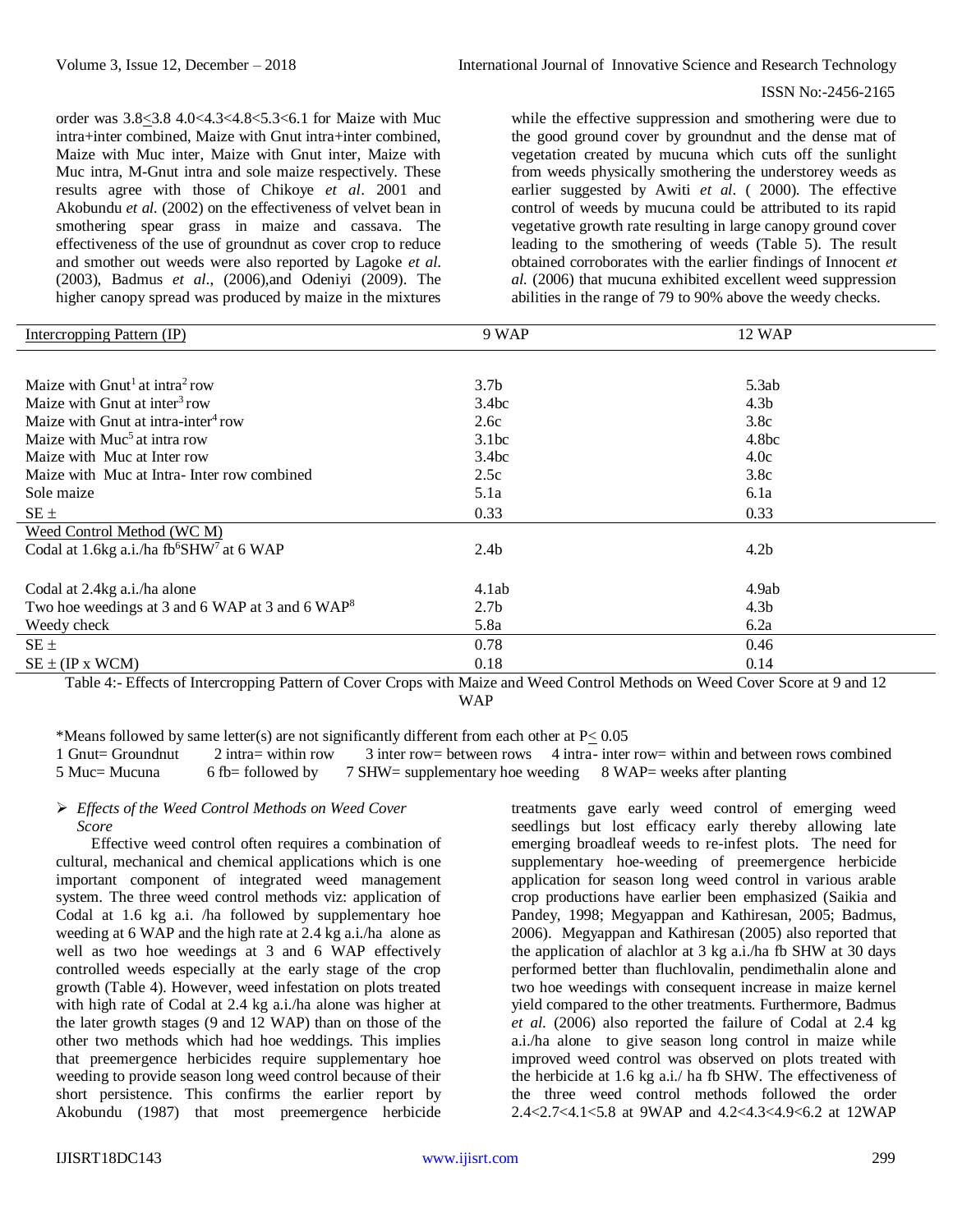order was 3.8≤3.8 4.0<4.3<4.8<5.3<6.1 for Maize with Muc intra+inter combined, Maize with Gnut intra+inter combined, Maize with Muc inter, Maize with Gnut inter, Maize with Muc intra, M-Gnut intra and sole maize respectively. These results agree with those of Chikoye *et al*. 2001 and Akobundu *et al.* (2002) on the effectiveness of velvet bean in smothering spear grass in maize and cassava. The effectiveness of the use of groundnut as cover crop to reduce and smother out weeds were also reported by Lagoke *et al.* (2003), Badmus *et al.*, (2006),and Odeniyi (2009). The higher canopy spread was produced by maize in the mixtures while the effective suppression and smothering were due to the good ground cover by groundnut and the dense mat of vegetation created by mucuna which cuts off the sunlight from weeds physically smothering the understorey weeds as earlier suggested by Awiti *et al*. ( 2000). The effective control of weeds by mucuna could be attributed to its rapid vegetative growth rate resulting in large canopy ground cover leading to the smothering of weeds (Table 5). The result obtained corroborates with the earlier findings of Innocent *et al.* (2006) that mucuna exhibited excellent weed suppression abilities in the range of 79 to 90% above the weedy checks.

| Intercropping Pattern (IP) | 9 WAP | 12 WAP |
|---|---|---|
| Maize with Gnut[1] at intra[2] row | 3.7b | 5.3ab |
| Maize with Gnut at inter[3] row | 3.4bc | 4.3b |
| Maize with Gnut at intra-inter[4] row | 2.6c | 3.8c |
| Maize with Muc[5] at intra row | 3.1bc | 4.8bc |
| Maize with Muc at Inter row | 3.4bc | 4.0c |
| Maize with Muc at Intra- Inter row combined | 2.5c | 3.8c |
| Sole maize | 5.1a | 6.1a |
| SE ± | 0.33 | 0.33 |
| **Weed Control Method (WC M)** | | |
| Codal at 1.6kg a.i./ha fb[6]SHW[7] at 6 WAP | 2.4b | 4.2b |
| Codal at 2.4kg a.i./ha alone | 4.1ab | 4.9ab |
| Two hoe weedings at 3 and 6 WAP at 3 and 6 WAP[8] | 2.7b | 4.3b |
| Weedy check | 5.8a | 6.2a |
| SE ± | 0.78 | 0.46 |
| SE ± (IP x WCM) | 0.18 | 0.14 |

Table 4:- Effects of Intercropping Pattern of Cover Crops with Maize and Weed Control Methods on Weed Cover Score at 9 and 12 WAP

*Means followed by same letter(s) are not significantly different from each other at P≤ 0.05
1 Gnut= Groundnut 2 intra= within row 3 inter row= between rows 4 intra- inter row= within and between rows combined
5 Muc= Mucuna 6 fb= followed by 7 SHW= supplementary hoe weeding 8 WAP= weeks after planting

- ***Effects of the Weed Control Methods on Weed Cover Score***

Effective weed control often requires a combination of cultural, mechanical and chemical applications which is one important component of integrated weed management system. The three weed control methods viz: application of Codal at 1.6 kg a.i. /ha followed by supplementary hoe weeding at 6 WAP and the high rate at 2.4 kg a.i./ha alone as well as two hoe weedings at 3 and 6 WAP effectively controlled weeds especially at the early stage of the crop growth (Table 4). However, weed infestation on plots treated with high rate of Codal at 2.4 kg a.i./ha alone was higher at the later growth stages (9 and 12 WAP) than on those of the other two methods which had hoe weddings. This implies that preemergence herbicides require supplementary hoe weeding to provide season long weed control because of their short persistence. This confirms the earlier report by Akobundu (1987) that most preemergence herbicide treatments gave early weed control of emerging weed seedlings but lost efficacy early thereby allowing late emerging broadleaf weeds to re-infest plots. The need for supplementary hoe-weeding of preemergence herbicide application for season long weed control in various arable crop productions have earlier been emphasized (Saikia and Pandey, 1998; Megyappan and Kathiresan, 2005; Badmus, 2006). Megyappan and Kathiresan (2005) also reported that the application of alachlor at 3 kg a.i./ha fb SHW at 30 days performed better than fluchlovalin, pendimethalin alone and two hoe weedings with consequent increase in maize kernel yield compared to the other treatments. Furthermore, Badmus *et al.* (2006) also reported the failure of Codal at 2.4 kg a.i./ha alone to give season long control in maize while improved weed control was observed on plots treated with the herbicide at 1.6 kg a.i./ ha fb SHW. The effectiveness of the three weed control methods followed the order 2.4<2.7<4.1<5.8 at 9WAP and 4.2<4.3<4.9<6.2 at 12WAP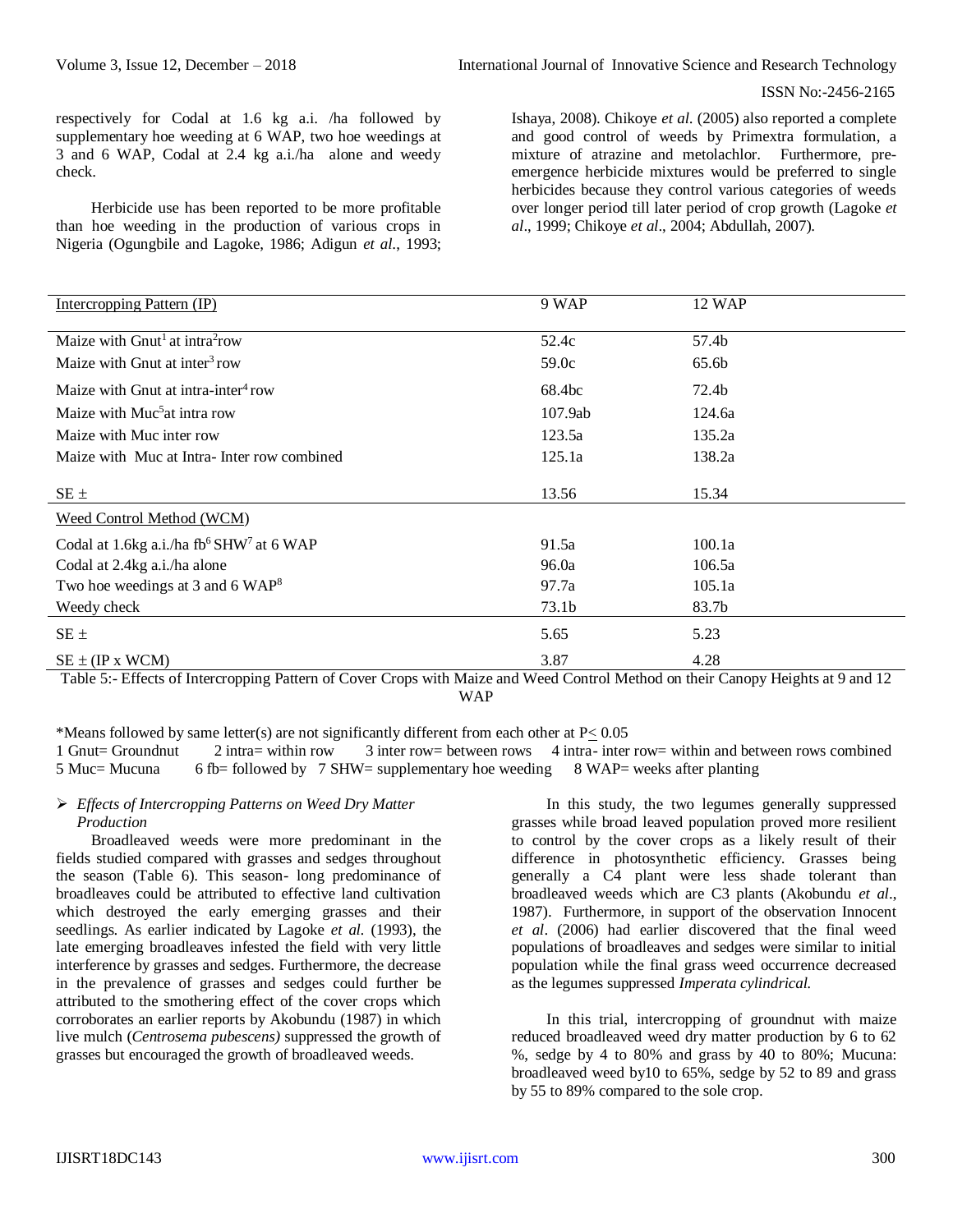respectively for Codal at 1.6 kg a.i. /ha followed by supplementary hoe weeding at 6 WAP, two hoe weedings at 3 and 6 WAP, Codal at 2.4 kg a.i./ha alone and weedy check.

Herbicide use has been reported to be more profitable than hoe weeding in the production of various crops in Nigeria (Ogungbile and Lagoke, 1986; Adigun *et al*., 1993; Ishaya, 2008). Chikoye *et al.* (2005) also reported a complete and good control of weeds by Primextra formulation, a mixture of atrazine and metolachlor. Furthermore, pre-emergence herbicide mixtures would be preferred to single herbicides because they control various categories of weeds over longer period till later period of crop growth (Lagoke *et al*., 1999; Chikoye *et al*., 2004; Abdullah, 2007).

| Intercropping Pattern (IP) | 9 WAP | 12 WAP |
|---|---|---|
| Maize with Gnut[1] at intra[2]row | 52.4c | 57.4b |
| Maize with Gnut at inter[3] row | 59.0c | 65.6b |
| Maize with Gnut at intra-inter[4] row | 68.4bc | 72.4b |
| Maize with Muc[5]at intra row | 107.9ab | 124.6a |
| Maize with Muc inter row | 123.5a | 135.2a |
| Maize with Muc at Intra- Inter row combined | 125.1a | 138.2a |
| SE ± | 13.56 | 15.34 |
| Weed Control Method (WCM) | | |
| Codal at 1.6kg a.i./ha fb[6] SHW[7] at 6 WAP | 91.5a | 100.1a |
| Codal at 2.4kg a.i./ha alone | 96.0a | 106.5a |
| Two hoe weedings at 3 and 6 WAP[8] | 97.7a | 105.1a |
| Weedy check | 73.1b | 83.7b |
| SE ± | 5.65 | 5.23 |
| SE ± (IP x WCM) | 3.87 | 4.28 |

Table 5:- Effects of Intercropping Pattern of Cover Crops with Maize and Weed Control Method on their Canopy Heights at 9 and 12 WAP

*Means followed by same letter(s) are not significantly different from each other at P≤ 0.05
1 Gnut= Groundnut 2 intra= within row 3 inter row= between rows 4 intra- inter row= within and between rows combined
5 Muc= Mucuna 6 fb= followed by 7 SHW= supplementary hoe weeding 8 WAP= weeks after planting

- *Effects of Intercropping Patterns on Weed Dry Matter Production*

Broadleaved weeds were more predominant in the fields studied compared with grasses and sedges throughout the season (Table 6). This season- long predominance of broadleaves could be attributed to effective land cultivation which destroyed the early emerging grasses and their seedlings. As earlier indicated by Lagoke *et al.* (1993), the late emerging broadleaves infested the field with very little interference by grasses and sedges. Furthermore, the decrease in the prevalence of grasses and sedges could further be attributed to the smothering effect of the cover crops which corroborates an earlier reports by Akobundu (1987) in which live mulch (*Centrosema pubescens)* suppressed the growth of grasses but encouraged the growth of broadleaved weeds.

In this study, the two legumes generally suppressed grasses while broad leaved population proved more resilient to control by the cover crops as a likely result of their difference in photosynthetic efficiency. Grasses being generally a C4 plant were less shade tolerant than broadleaved weeds which are C3 plants (Akobundu *et al*., 1987). Furthermore, in support of the observation Innocent *et al*. (2006) had earlier discovered that the final weed populations of broadleaves and sedges were similar to initial population while the final grass weed occurrence decreased as the legumes suppressed *Imperata cylindrical.*

In this trial, intercropping of groundnut with maize reduced broadleaved weed dry matter production by 6 to 62 %, sedge by 4 to 80% and grass by 40 to 80%; Mucuna: broadleaved weed by10 to 65%, sedge by 52 to 89 and grass by 55 to 89% compared to the sole crop.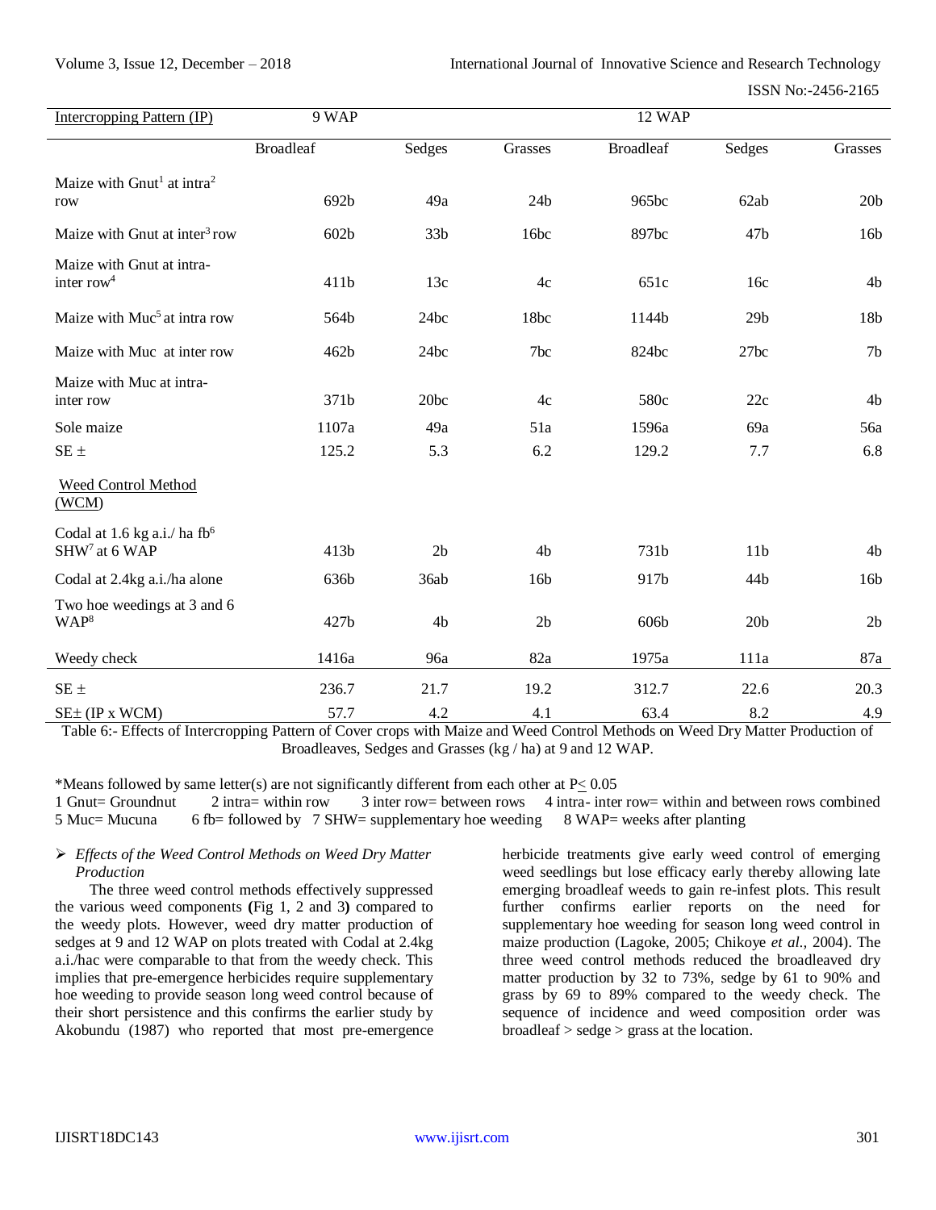| Intercropping Pattern (IP) | 9 WAP | | | 12 WAP | | |
|---|---|---|---|---|---|---|
| | Broadleaf | Sedges | Grasses | Broadleaf | Sedges | Grasses |
| Maize with Gnut[1] at intra[2] row | 692b | 49a | 24b | 965bc | 62ab | 20b |
| Maize with Gnut at inter[3] row | 602b | 33b | 16bc | 897bc | 47b | 16b |
| Maize with Gnut at intra-inter row[4] | 411b | 13c | 4c | 651c | 16c | 4b |
| Maize with Muc[5] at intra row | 564b | 24bc | 18bc | 1144b | 29b | 18b |
| Maize with Muc at inter row | 462b | 24bc | 7bc | 824bc | 27bc | 7b |
| Maize with Muc at intra-inter row | 371b | 20bc | 4c | 580c | 22c | 4b |
| Sole maize | 1107a | 49a | 51a | 1596a | 69a | 56a |
| SE ± | 125.2 | 5.3 | 6.2 | 129.2 | 7.7 | 6.8 |
| Weed Control Method (WCM) | | | | | | |
| Codal at 1.6 kg a.i./ ha fb[6] SHW[7] at 6 WAP | 413b | 2b | 4b | 731b | 11b | 4b |
| Codal at 2.4kg a.i./ha alone | 636b | 36ab | 16b | 917b | 44b | 16b |
| Two hoe weedings at 3 and 6 WAP[8] | 427b | 4b | 2b | 606b | 20b | 2b |
| Weedy check | 1416a | 96a | 82a | 1975a | 111a | 87a |
| SE ± | 236.7 | 21.7 | 19.2 | 312.7 | 22.6 | 20.3 |
| SE± (IP x WCM) | 57.7 | 4.2 | 4.1 | 63.4 | 8.2 | 4.9 |

Table 6:- Effects of Intercropping Pattern of Cover crops with Maize and Weed Control Methods on Weed Dry Matter Production of Broadleaves, Sedges and Grasses (kg / ha) at 9 and 12 WAP.

*Means followed by same letter(s) are not significantly different from each other at P≤ 0.05
1 Gnut= Groundnut 2 intra= within row 3 inter row= between rows 4 intra- inter row= within and between rows combined
5 Muc= Mucuna 6 fb= followed by 7 SHW= supplementary hoe weeding 8 WAP= weeks after planting

- *Effects of the Weed Control Methods on Weed Dry Matter Production*

The three weed control methods effectively suppressed the various weed components **(**Fig 1, 2 and 3**)** compared to the weedy plots. However, weed dry matter production of sedges at 9 and 12 WAP on plots treated with Codal at 2.4kg a.i./hac were comparable to that from the weedy check. This implies that pre-emergence herbicides require supplementary hoe weeding to provide season long weed control because of their short persistence and this confirms the earlier study by Akobundu (1987) who reported that most pre-emergence herbicide treatments give early weed control of emerging weed seedlings but lose efficacy early thereby allowing late emerging broadleaf weeds to gain re-infest plots. This result further confirms earlier reports on the need for supplementary hoe weeding for season long weed control in maize production (Lagoke, 2005; Chikoye *et al.*, 2004). The three weed control methods reduced the broadleaved dry matter production by 32 to 73%, sedge by 61 to 90% and grass by 69 to 89% compared to the weedy check. The sequence of incidence and weed composition order was broadleaf > sedge > grass at the location.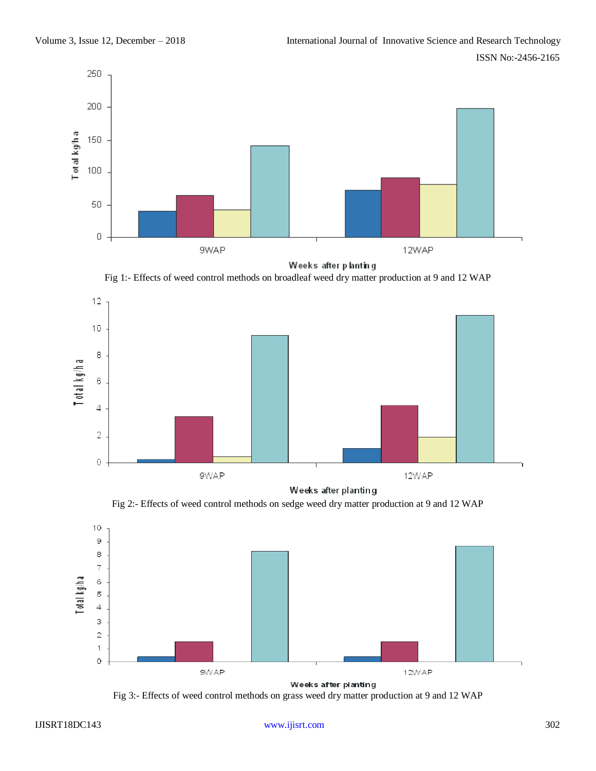Fig 1:- Effects of weed control methods on broadleaf weed dry matter production at 9 and 12 WAP

Fig 2:- Effects of weed control methods on sedge weed dry matter production at 9 and 12 WAP

Fig 3:- Effects of weed control methods on grass weed dry matter production at 9 and 12 WAP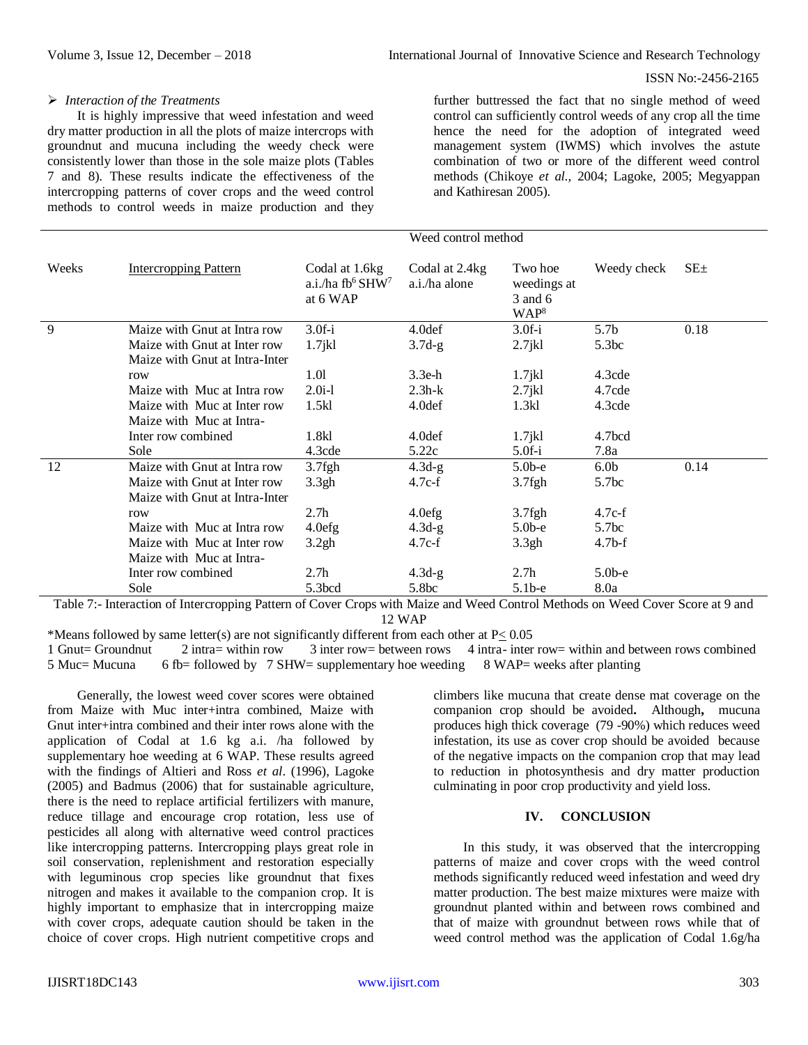➢ *Interaction of the Treatments*

It is highly impressive that weed infestation and weed dry matter production in all the plots of maize intercrops with groundnut and mucuna including the weedy check were consistently lower than those in the sole maize plots (Tables 7 and 8). These results indicate the effectiveness of the intercropping patterns of cover crops and the weed control methods to control weeds in maize production and they further buttressed the fact that no single method of weed control can sufficiently control weeds of any crop all the time hence the need for the adoption of integrated weed management system (IWMS) which involves the astute combination of two or more of the different weed control methods (Chikoye *et al.,* 2004; Lagoke, 2005; Megyappan and Kathiresan 2005).

| Weeks | Intercropping Pattern | Codal at 1.6kg a.i./ha fb[6] SHW[7] at 6 WAP | Codal at 2.4kg a.i./ha alone | Two hoe weedings at 3 and 6 WAP[8] | Weedy check | SE± |
|---|---|---|---|---|---|---|
| | | Weed control method | | | | |
| 9 | Maize with Gnut at Intra row | 3.0f-i | 4.0def | 3.0f-i | 5.7b | 0.18 |
| | Maize with Gnut at Inter row | 1.7jkl | 3.7d-g | 2.7jkl | 5.3bc | |
| | Maize with Gnut at Intra-Inter row | 1.0l | 3.3e-h | 1.7jkl | 4.3cde | |
| | Maize with Muc at Intra row | 2.0i-l | 2.3h-k | 2.7jkl | 4.7cde | |
| | Maize with Muc at Inter row | 1.5kl | 4.0def | 1.3kl | 4.3cde | |
| | Maize with Muc at Intra-Inter row combined | 1.8kl | 4.0def | 1.7jkl | 4.7bcd | |
| | Sole | 4.3cde | 5.22c | 5.0f-i | 7.8a | |
| 12 | Maize with Gnut at Intra row | 3.7fgh | 4.3d-g | 5.0b-e | 6.0b | 0.14 |
| | Maize with Gnut at Inter row | 3.3gh | 4.7c-f | 3.7fgh | 5.7bc | |
| | Maize with Gnut at Intra-Inter row | 2.7h | 4.0efg | 3.7fgh | 4.7c-f | |
| | Maize with Muc at Intra row | 4.0efg | 4.3d-g | 5.0b-e | 5.7bc | |
| | Maize with Muc at Inter row | 3.2gh | 4.7c-f | 3.3gh | 4.7b-f | |
| | Maize with Muc at Intra-Inter row combined | 2.7h | 4.3d-g | 2.7h | 5.0b-e | |
| | Sole | 5.3bcd | 5.8bc | 5.1b-e | 8.0a | |

Table 7:- Interaction of Intercropping Pattern of Cover Crops with Maize and Weed Control Methods on Weed Cover Score at 9 and 12 WAP

*Means followed by same letter(s) are not significantly different from each other at P≤ 0.05
1 Gnut= Groundnut 2 intra= within row 3 inter row= between rows 4 intra- inter row= within and between rows combined
5 Muc= Mucuna 6 fb= followed by 7 SHW= supplementary hoe weeding 8 WAP= weeks after planting

Generally, the lowest weed cover scores were obtained from Maize with Muc inter+intra combined, Maize with Gnut inter+intra combined and their inter rows alone with the application of Codal at 1.6 kg a.i. /ha followed by supplementary hoe weeding at 6 WAP. These results agreed with the findings of Altieri and Ross *et al*. (1996), Lagoke (2005) and Badmus (2006) that for sustainable agriculture, there is the need to replace artificial fertilizers with manure, reduce tillage and encourage crop rotation, less use of pesticides all along with alternative weed control practices like intercropping patterns. Intercropping plays great role in soil conservation, replenishment and restoration especially with leguminous crop species like groundnut that fixes nitrogen and makes it available to the companion crop. It is highly important to emphasize that in intercropping maize with cover crops, adequate caution should be taken in the choice of cover crops. High nutrient competitive crops and climbers like mucuna that create dense mat coverage on the companion crop should be avoided**.** Although**,** mucuna produces high thick coverage (79 -90%) which reduces weed infestation, its use as cover crop should be avoided because of the negative impacts on the companion crop that may lead to reduction in photosynthesis and dry matter production culminating in poor crop productivity and yield loss.

## IV. CONCLUSION

In this study, it was observed that the intercropping patterns of maize and cover crops with the weed control methods significantly reduced weed infestation and weed dry matter production. The best maize mixtures were maize with groundnut planted within and between rows combined and that of maize with groundnut between rows while that of weed control method was the application of Codal 1.6g/ha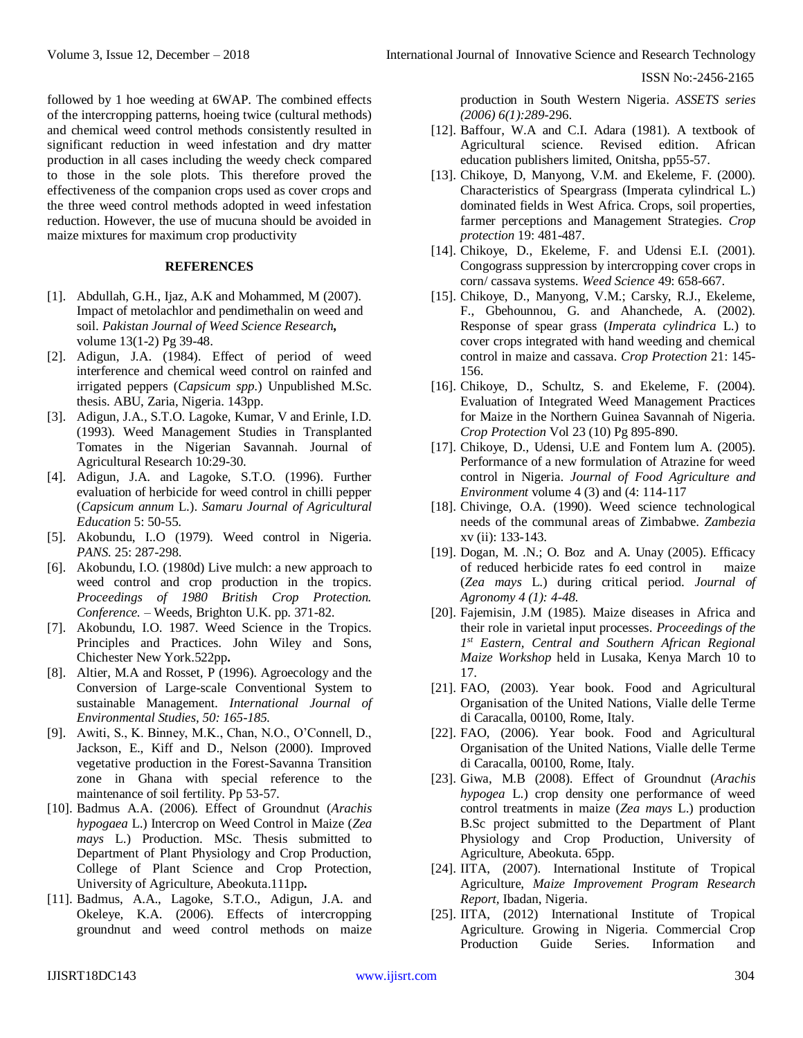followed by 1 hoe weeding at 6WAP. The combined effects of the intercropping patterns, hoeing twice (cultural methods) and chemical weed control methods consistently resulted in significant reduction in weed infestation and dry matter production in all cases including the weedy check compared to those in the sole plots. This therefore proved the effectiveness of the companion crops used as cover crops and the three weed control methods adopted in weed infestation reduction. However, the use of mucuna should be avoided in maize mixtures for maximum crop productivity

## REFERENCES

[1]. Abdullah, G.H., Ijaz, A.K and Mohammed, M (2007). Impact of metolachlor and pendimethalin on weed and soil. *Pakistan Journal of Weed Science Research,* volume 13(1-2) Pg 39-48.

[2]. Adigun, J.A. (1984). Effect of period of weed interference and chemical weed control on rainfed and irrigated peppers (*Capsicum spp.*) Unpublished M.Sc. thesis. ABU, Zaria, Nigeria. 143pp.

[3]. Adigun, J.A., S.T.O. Lagoke, Kumar, V and Erinle, I.D. (1993). Weed Management Studies in Transplanted Tomates in the Nigerian Savannah. Journal of Agricultural Research 10:29-30.

[4]. Adigun, J.A. and Lagoke, S.T.O. (1996). Further evaluation of herbicide for weed control in chilli pepper (*Capsicum annum* L.). *Samaru Journal of Agricultural Education* 5: 50-55.

[5]. Akobundu, I..O (1979). Weed control in Nigeria. *PANS.* 25: 287-298.

[6]. Akobundu, I.O. (1980d) Live mulch: a new approach to weed control and crop production in the tropics. *Proceedings of 1980 British Crop Protection. Conference.* – Weeds, Brighton U.K. pp. 371-82.

[7]. Akobundu, I.O. 1987. Weed Science in the Tropics. Principles and Practices. John Wiley and Sons, Chichester New York.522pp**.**

[8]. Altier, M.A and Rosset, P (1996). Agroecology and the Conversion of Large-scale Conventional System to sustainable Management. *International Journal of Environmental Studies, 50: 165-185.*

[9]. Awiti, S., K. Binney, M.K., Chan, N.O., O'Connell, D., Jackson, E., Kiff and D., Nelson (2000). Improved vegetative production in the Forest-Savanna Transition zone in Ghana with special reference to the maintenance of soil fertility. Pp 53-57.

[10]. Badmus A.A. (2006). Effect of Groundnut (*Arachis hypogaea* L.) Intercrop on Weed Control in Maize (*Zea mays* L.) Production. MSc. Thesis submitted to Department of Plant Physiology and Crop Production, College of Plant Science and Crop Protection, University of Agriculture, Abeokuta.111pp**.**

[11]. Badmus, A.A., Lagoke, S.T.O., Adigun, J.A. and Okeleye, K.A. (2006). Effects of intercropping groundnut and weed control methods on maize production in South Western Nigeria. *ASSETS series (2006) 6(1):289*-296.

[12]. Baffour, W.A and C.I. Adara (1981). A textbook of Agricultural science. Revised edition. African education publishers limited, Onitsha, pp55-57.

[13]. Chikoye, D, Manyong, V.M. and Ekeleme, F. (2000). Characteristics of Speargrass (Imperata cylindrical L.) dominated fields in West Africa. Crops, soil properties, farmer perceptions and Management Strategies. *Crop protection* 19: 481-487.

[14]. Chikoye, D., Ekeleme, F. and Udensi E.I. (2001). Congograss suppression by intercropping cover crops in corn/ cassava systems. *Weed Science* 49: 658-667.

[15]. Chikoye, D., Manyong, V.M.; Carsky, R.J., Ekeleme, F., Gbehounnou, G. and Ahanchede, A. (2002). Response of spear grass (*Imperata cylindrica* L.) to cover crops integrated with hand weeding and chemical control in maize and cassava. *Crop Protection* 21: 145-156.

[16]. Chikoye, D., Schultz, S. and Ekeleme, F. (2004). Evaluation of Integrated Weed Management Practices for Maize in the Northern Guinea Savannah of Nigeria. *Crop Protection* Vol 23 (10) Pg 895-890.

[17]. Chikoye, D., Udensi, U.E and Fontem lum A. (2005). Performance of a new formulation of Atrazine for weed control in Nigeria. *Journal of Food Agriculture and Environment* volume 4 (3) and (4: 114-117

[18]. Chivinge, O.A. (1990). Weed science technological needs of the communal areas of Zimbabwe. *Zambezia* xv (ii): 133-143.

[19]. Dogan, M. .N.; O. Boz and A. Unay (2005). Efficacy of reduced herbicide rates fo eed control in maize (*Zea mays* L.) during critical period. *Journal of Agronomy 4 (1): 4-48.*

[20]. Fajemisin, J.M (1985). Maize diseases in Africa and their role in varietal input processes. *Proceedings of the 1st Eastern, Central and Southern African Regional Maize Workshop* held in Lusaka, Kenya March 10 to 17.

[21]. FAO, (2003). Year book. Food and Agricultural Organisation of the United Nations, Vialle delle Terme di Caracalla, 00100, Rome, Italy.

[22]. FAO, (2006). Year book. Food and Agricultural Organisation of the United Nations, Vialle delle Terme di Caracalla, 00100, Rome, Italy.

[23]. Giwa, M.B (2008). Effect of Groundnut (*Arachis hypogea* L.) crop density one performance of weed control treatments in maize (*Zea mays* L.) production B.Sc project submitted to the Department of Plant Physiology and Crop Production, University of Agriculture, Abeokuta. 65pp.

[24]. IITA, (2007). International Institute of Tropical Agriculture, *Maize Improvement Program Research Report,* Ibadan, Nigeria.

[25]. IITA, (2012) International Institute of Tropical Agriculture. Growing in Nigeria. Commercial Crop Production Guide Series. Information and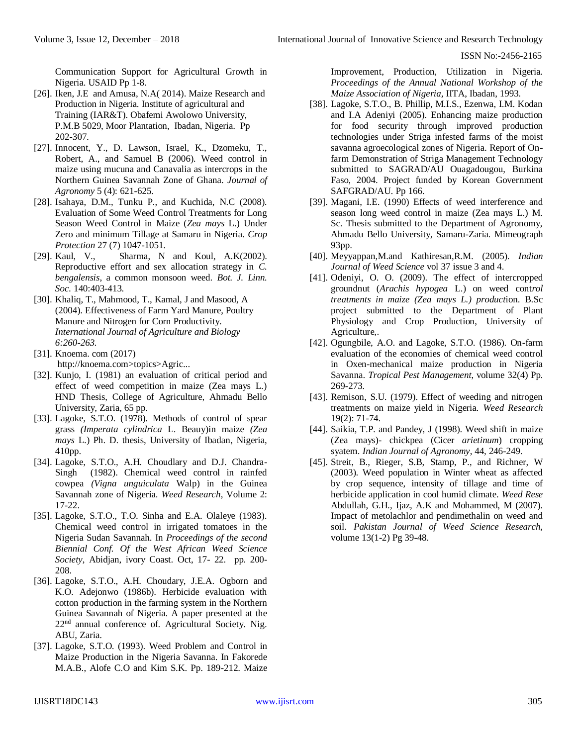Communication Support for Agricultural Growth in Nigeria. USAID Pp 1-8.

[26]. Iken, J.E and Amusa, N.A( 2014). Maize Research and Production in Nigeria. Institute of agricultural and Training (IAR&T). Obafemi Awolowo University, P.M.B 5029, Moor Plantation, Ibadan, Nigeria. Pp 202-307.

[27]. Innocent, Y., D. Lawson, Israel, K., Dzomeku, T., Robert, A., and Samuel B (2006). Weed control in maize using mucuna and Canavalia as intercrops in the Northern Guinea Savannah Zone of Ghana. *Journal of Agronomy* 5 (4): 621-625.

[28]. Isahaya, D.M., Tunku P., and Kuchida, N.C (2008). Evaluation of Some Weed Control Treatments for Long Season Weed Control in Maize (*Zea mays* L.) Under Zero and minimum Tillage at Samaru in Nigeria. *Crop Protection* 27 (7) 1047-1051.

[29]. Kaul, V., Sharma, N and Koul, A.K(2002). Reproductive effort and sex allocation strategy in *C. bengalensis*, a common monsoon weed. *Bot. J. Linn. Soc.* 140:403-413.

[30]. Khaliq, T., Mahmood, T., Kamal, J and Masood, A (2004). Effectiveness of Farm Yard Manure, Poultry Manure and Nitrogen for Corn Productivity. *International Journal of Agriculture and Biology 6:260-263.*

[31]. Knoema. com (2017) http://knoema.com>topics>Agric...

[32]. Kunjo, I. (1981) an evaluation of critical period and effect of weed competition in maize (Zea mays L.) HND Thesis, College of Agriculture, Ahmadu Bello University, Zaria, 65 pp.

[33]. Lagoke, S.T.O. (1978). Methods of control of spear grass *(Imperata cylindrica* L. Beauy)in maize *(Zea mays* L.) Ph. D. thesis, University of Ibadan, Nigeria, 410pp.

[34]. Lagoke, S.T.O., A.H. Choudlary and D.J. Chandra-Singh (1982). Chemical weed control in rainfed cowpea *(Vigna unguiculata* Walp) in the Guinea Savannah zone of Nigeria. *Weed Research*, Volume 2: 17-22.

[35]. Lagoke, S.T.O., T.O. Sinha and E.A. Olaleye (1983). Chemical weed control in irrigated tomatoes in the Nigeria Sudan Savannah. In *Proceedings of the second Biennial Conf. Of the West African Weed Science Society*, Abidjan, ivory Coast. Oct, 17- 22. pp. 200-208.

[36]. Lagoke, S.T.O., A.H. Choudary, J.E.A. Ogborn and K.O. Adejonwo (1986b). Herbicide evaluation with cotton production in the farming system in the Northern Guinea Savannah of Nigeria. A paper presented at the 22nd annual conference of. Agricultural Society. Nig. ABU, Zaria.

[37]. Lagoke, S.T.O. (1993). Weed Problem and Control in Maize Production in the Nigeria Savanna. In Fakorede M.A.B., Alofe C.O and Kim S.K. Pp. 189-212. Maize Improvement, Production, Utilization in Nigeria. *Proceedings of the Annual National Workshop of the Maize Association of Nigeria*, IITA, Ibadan, 1993.

[38]. Lagoke, S.T.O., B. Phillip, M.I.S., Ezenwa, I.M. Kodan and I.A Adeniyi (2005). Enhancing maize production for food security through improved production technologies under Striga infested farms of the moist savanna agroecological zones of Nigeria. Report of On-farm Demonstration of Striga Management Technology submitted to SAGRAD/AU Ouagadougou, Burkina Faso, 2004. Project funded by Korean Government SAFGRAD/AU. Pp 166.

[39]. Magani, I.E. (1990) Effects of weed interference and season long weed control in maize (Zea mays L.) M. Sc. Thesis submitted to the Department of Agronomy, Ahmadu Bello University, Samaru-Zaria. Mimeograph 93pp.

[40]. Meyyappan,M.and Kathiresan,R.M. (2005). *Indian Journal of Weed Science* vol 37 issue 3 and 4.

[41]. Odeniyi, O. O. (2009). The effect of intercropped groundnut (*Arachis hypogea* L.) on weed con*trol treatments in maize (Zea mays L.) product*ion. B.Sc project submitted to the Department of Plant Physiology and Crop Production, University of Agriculture,.

[42]. Ogungbile, A.O. and Lagoke, S.T.O. (1986). On-farm evaluation of the economies of chemical weed control in Oxen-mechanical maize production in Nigeria Savanna. *Tropical Pest Management*, volume 32(4) Pp. 269-273.

[43]. Remison, S.U. (1979). Effect of weeding and nitrogen treatments on maize yield in Nigeria. *Weed Research* 19(2): 71-74.

[44]. Saikia, T.P. and Pandey, J (1998). Weed shift in maize (Zea mays)- chickpea (Cicer *arietinum*) cropping syatem. *Indian Journal of Agronomy*, 44, 246-249.

[45]. Streit, B., Rieger, S.B, Stamp, P., and Richner, W (2003). Weed population in Winter wheat as affected by crop sequence, intensity of tillage and time of herbicide application in cool humid climate. *Weed Rese* Abdullah, G.H., Ijaz, A.K and Mohammed, M (2007). Impact of metolachlor and pendimethalin on weed and soil. *Pakistan Journal of Weed Science Research*, volume 13(1-2) Pg 39-48.